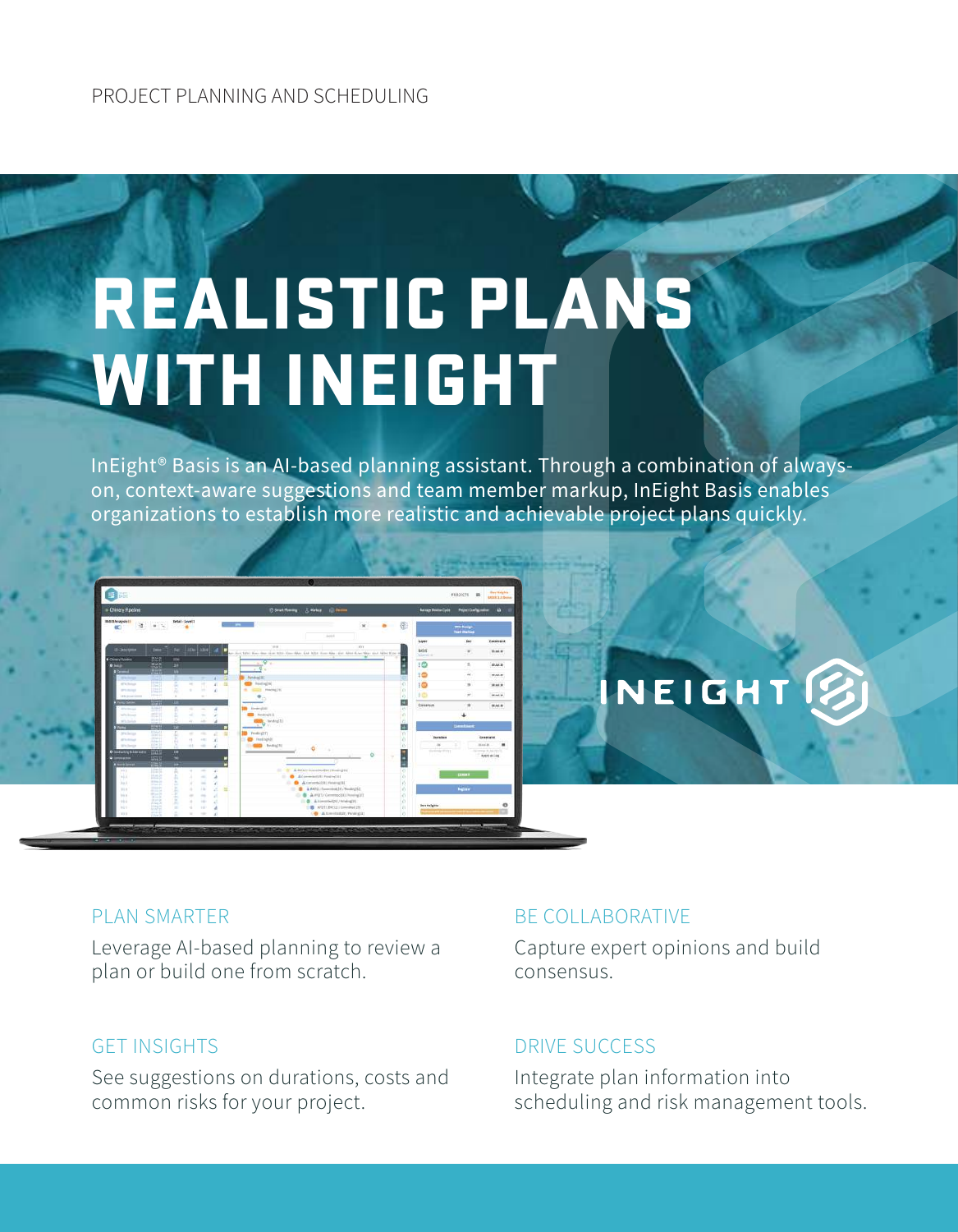PROJECT PLANNING AND SCHEDULING

# REALISTIC PLANS WITH INEIGHT

InEight® Basis is an AI-based planning assistant. Through a combination of always-on, context-aware suggestions and team member markup, InEight Basis enables organizations to establish more realistic and achievable project plans quickly.

## PLAN SMARTER

Leverage AI-based planning to review a plan or build one from scratch.

## BE COLLABORATIVE

Capture expert opinions and build consensus.

## GET INSIGHTS

See suggestions on durations, costs and common risks for your project.

## DRIVE SUCCESS

Integrate plan information into scheduling and risk management tools.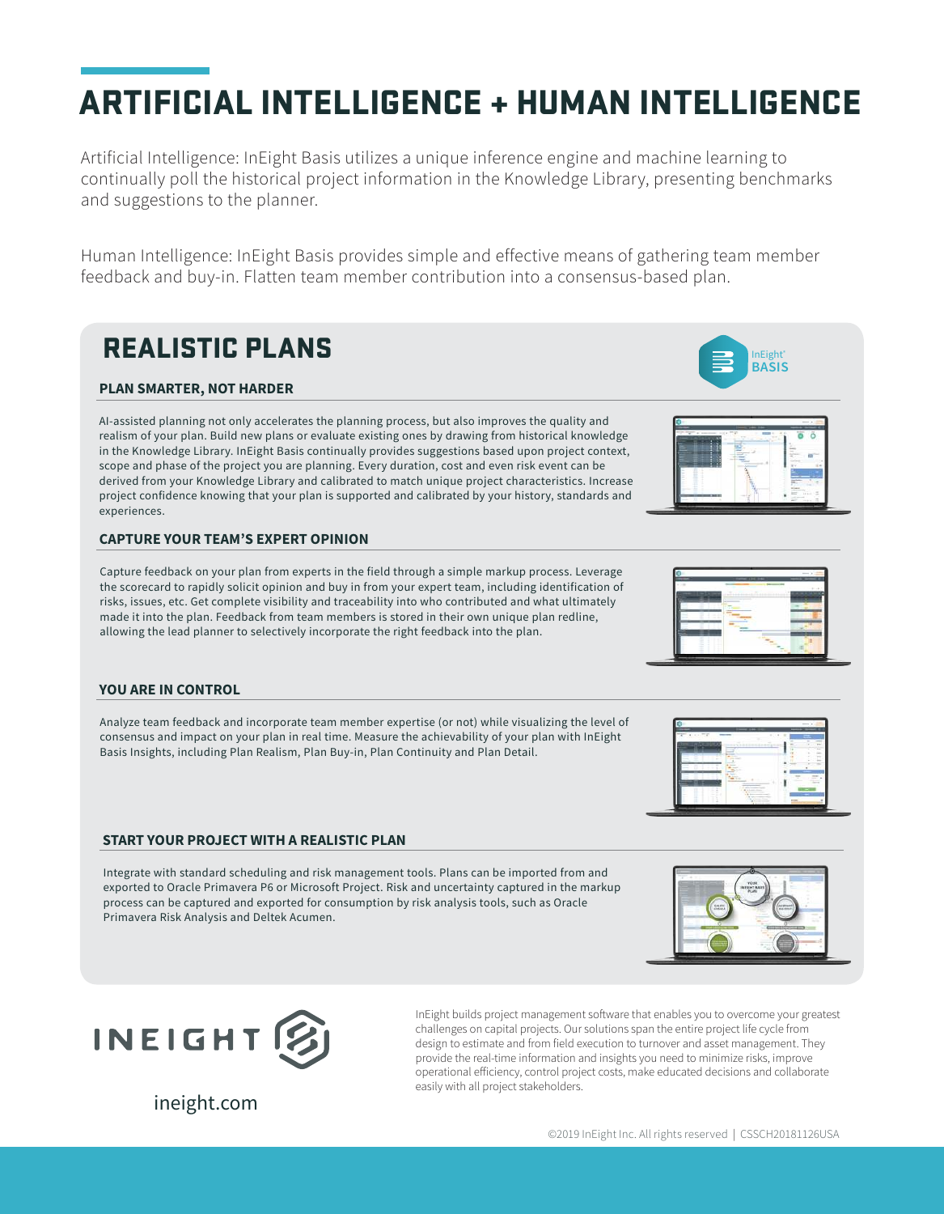# ARTIFICIAL INTELLIGENCE + HUMAN INTELLIGENCE

Artificial Intelligence: InEight Basis utilizes a unique inference engine and machine learning to continually poll the historical project information in the Knowledge Library, presenting benchmarks and suggestions to the planner.

Human Intelligence: InEight Basis provides simple and effective means of gathering team member feedback and buy-in. Flatten team member contribution into a consensus-based plan.

## REALISTIC PLANS

### PLAN SMARTER, NOT HARDER

AI-assisted planning not only accelerates the planning process, but also improves the quality and realism of your plan. Build new plans or evaluate existing ones by drawing from historical knowledge in the Knowledge Library. InEight Basis continually provides suggestions based upon project context, scope and phase of the project you are planning. Every duration, cost and even risk event can be derived from your Knowledge Library and calibrated to match unique project characteristics. Increase project confidence knowing that your plan is supported and calibrated by your history, standards and experiences.

### CAPTURE YOUR TEAM'S EXPERT OPINION

Capture feedback on your plan from experts in the field through a simple markup process. Leverage the scorecard to rapidly solicit opinion and buy in from your expert team, including identification of risks, issues, etc. Get complete visibility and traceability into who contributed and what ultimately made it into the plan. Feedback from team members is stored in their own unique plan redline, allowing the lead planner to selectively incorporate the right feedback into the plan.

### YOU ARE IN CONTROL

Analyze team feedback and incorporate team member expertise (or not) while visualizing the level of consensus and impact on your plan in real time. Measure the achievability of your plan with InEight Basis Insights, including Plan Realism, Plan Buy-in, Plan Continuity and Plan Detail.

### START YOUR PROJECT WITH A REALISTIC PLAN

Integrate with standard scheduling and risk management tools. Plans can be imported from and exported to Oracle Primavera P6 or Microsoft Project. Risk and uncertainty captured in the markup process can be captured and exported for consumption by risk analysis tools, such as Oracle Primavera Risk Analysis and Deltek Acumen.

INEIGHT

ineight.com

InEight builds project management software that enables you to overcome your greatest challenges on capital projects. Our solutions span the entire project life cycle from design to estimate and from field execution to turnover and asset management. They provide the real-time information and insights you need to minimize risks, improve operational efficiency, control project costs, make educated decisions and collaborate easily with all project stakeholders.

©2019 InEight Inc. All rights reserved | CSSCH20181126USA